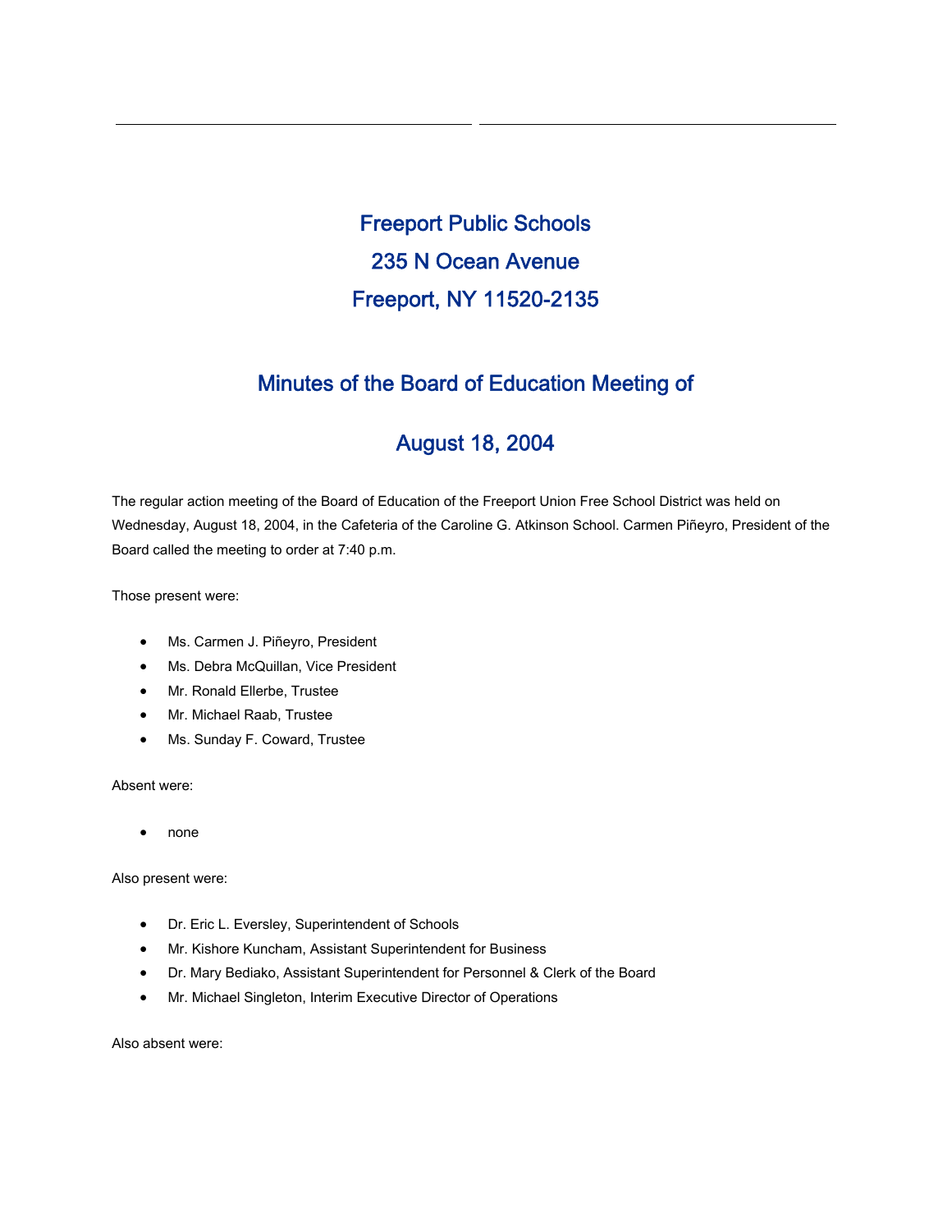# Freeport Public Schools

# 235 N Ocean Avenue

# Freeport, NY 11520-2135

## Minutes of the Board of Education Meeting of

## August 18, 2004

The regular action meeting of the Board of Education of the Freeport Union Free School District was held on Wednesday, August 18, 2004, in the Cafeteria of the Caroline G. Atkinson School. Carmen Piñeyro, President of the Board called the meeting to order at 7:40 p.m.

Those present were:

- Ms. Carmen J. Piñeyro, President
- Ms. Debra McQuillan, Vice President
- Mr. Ronald Ellerbe, Trustee
- Mr. Michael Raab, Trustee
- Ms. Sunday F. Coward, Trustee

Absent were:

- none

Also present were:

- Dr. Eric L. Eversley, Superintendent of Schools
- Mr. Kishore Kuncham, Assistant Superintendent for Business
- Dr. Mary Bediako, Assistant Superintendent for Personnel & Clerk of the Board
- Mr. Michael Singleton, Interim Executive Director of Operations

Also absent were: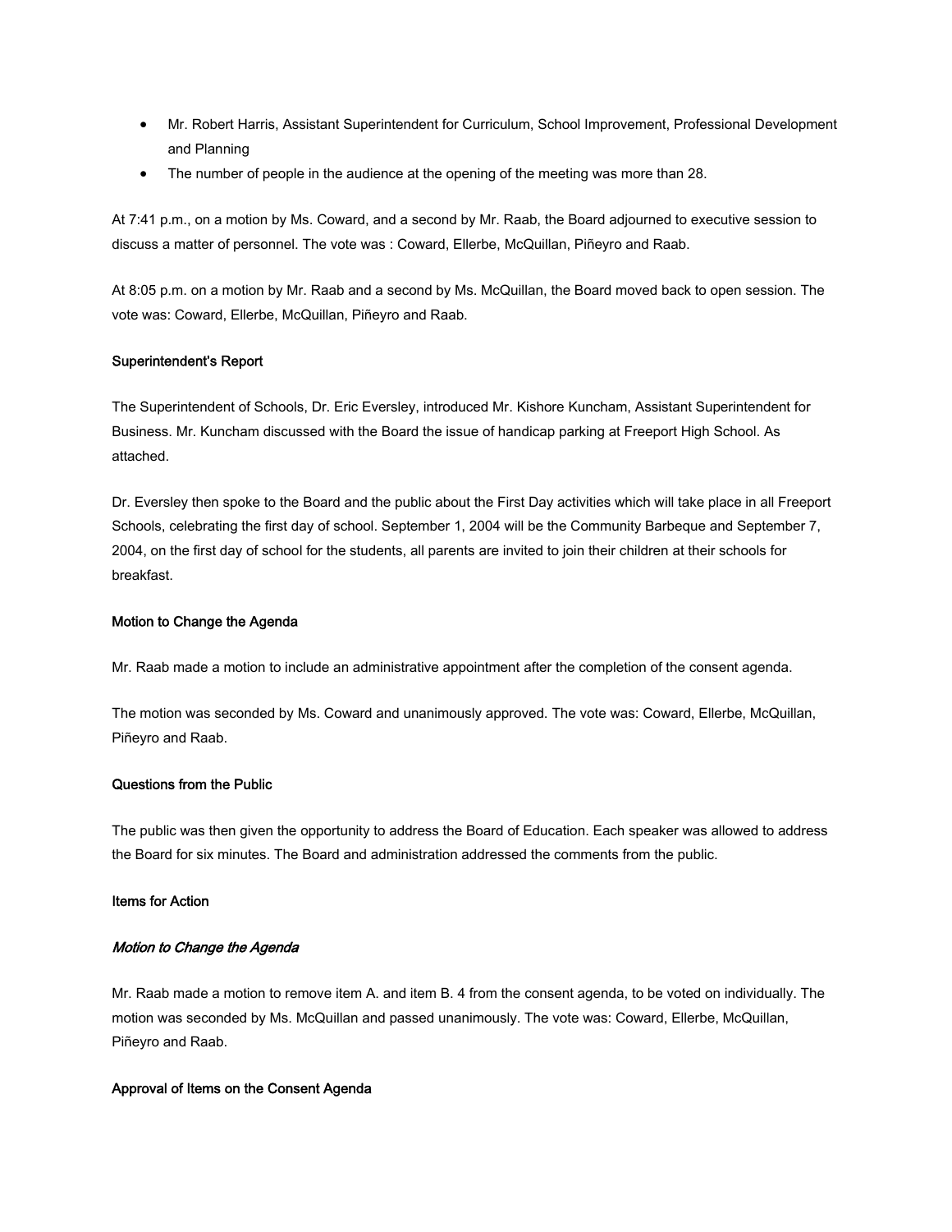- Mr. Robert Harris, Assistant Superintendent for Curriculum, School Improvement, Professional Development and Planning
- The number of people in the audience at the opening of the meeting was more than 28.

At 7:41 p.m., on a motion by Ms. Coward, and a second by Mr. Raab, the Board adjourned to executive session to discuss a matter of personnel. The vote was : Coward, Ellerbe, McQuillan, Piñeyro and Raab.

At 8:05 p.m. on a motion by Mr. Raab and a second by Ms. McQuillan, the Board moved back to open session. The vote was: Coward, Ellerbe, McQuillan, Piñeyro and Raab.

#### Superintendent's Report

The Superintendent of Schools, Dr. Eric Eversley, introduced Mr. Kishore Kuncham, Assistant Superintendent for Business. Mr. Kuncham discussed with the Board the issue of handicap parking at Freeport High School. As attached.

Dr. Eversley then spoke to the Board and the public about the First Day activities which will take place in all Freeport Schools, celebrating the first day of school. September 1, 2004 will be the Community Barbeque and September 7, 2004, on the first day of school for the students, all parents are invited to join their children at their schools for breakfast.

#### Motion to Change the Agenda

Mr. Raab made a motion to include an administrative appointment after the completion of the consent agenda.

The motion was seconded by Ms. Coward and unanimously approved. The vote was: Coward, Ellerbe, McQuillan, Piñeyro and Raab.

#### Questions from the Public

The public was then given the opportunity to address the Board of Education. Each speaker was allowed to address the Board for six minutes. The Board and administration addressed the comments from the public.

#### Items for Action

##### *Motion to Change the Agenda*

Mr. Raab made a motion to remove item A. and item B. 4 from the consent agenda, to be voted on individually. The motion was seconded by Ms. McQuillan and passed unanimously. The vote was: Coward, Ellerbe, McQuillan, Piñeyro and Raab.

#### Approval of Items on the Consent Agenda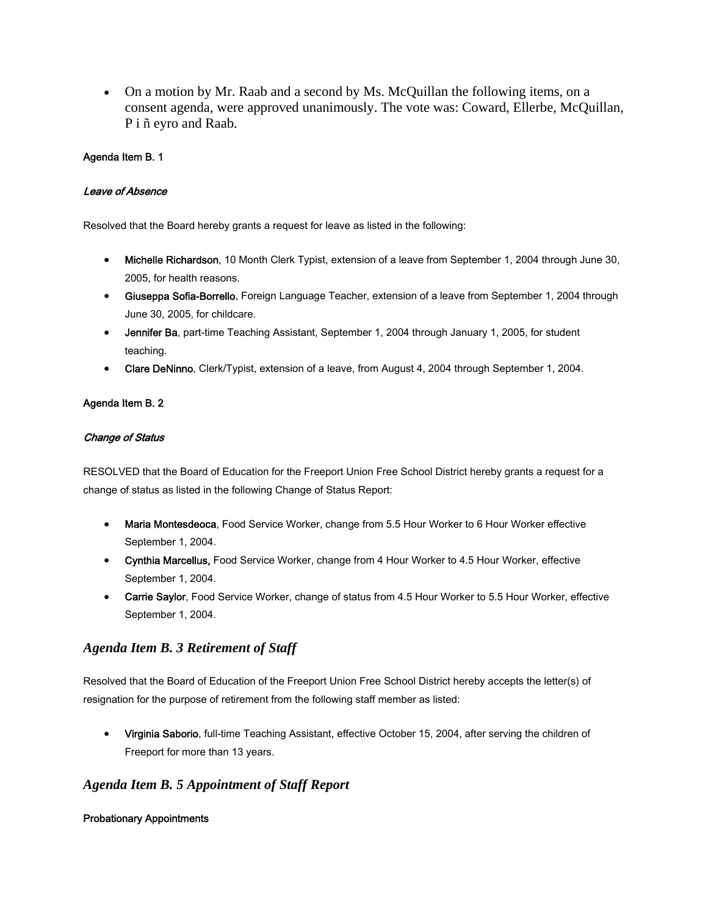- On a motion by Mr. Raab and a second by Ms. McQuillan the following items, on a consent agenda, were approved unanimously. The vote was: Coward, Ellerbe, McQuillan, P i ñ eyro and Raab.

**Agenda Item B. 1**

***Leave of Absence***

Resolved that the Board hereby grants a request for leave as listed in the following:

- **Michelle Richardson**, 10 Month Clerk Typist, extension of a leave from September 1, 2004 through June 30, 2005, for health reasons.
- **Giuseppa Sofia-Borrello**, Foreign Language Teacher, extension of a leave from September 1, 2004 through June 30, 2005, for childcare.
- **Jennifer Ba**, part-time Teaching Assistant, September 1, 2004 through January 1, 2005, for student teaching.
- **Clare DeNinno**, Clerk/Typist, extension of a leave, from August 4, 2004 through September 1, 2004.

**Agenda Item B. 2**

***Change of Status***

RESOLVED that the Board of Education for the Freeport Union Free School District hereby grants a request for a change of status as listed in the following Change of Status Report:

- **Maria Montesdeoca**, Food Service Worker, change from 5.5 Hour Worker to 6 Hour Worker effective September 1, 2004.
- **Cynthia Marcellus,** Food Service Worker, change from 4 Hour Worker to 4.5 Hour Worker, effective September 1, 2004.
- **Carrie Saylor**, Food Service Worker, change of status from 4.5 Hour Worker to 5.5 Hour Worker, effective September 1, 2004.

## *Agenda Item B. 3 Retirement of Staff*

Resolved that the Board of Education of the Freeport Union Free School District hereby accepts the letter(s) of resignation for the purpose of retirement from the following staff member as listed:

- **Virginia Saborio**, full-time Teaching Assistant, effective October 15, 2004, after serving the children of Freeport for more than 13 years.

## *Agenda Item B. 5 Appointment of Staff Report*

**Probationary Appointments**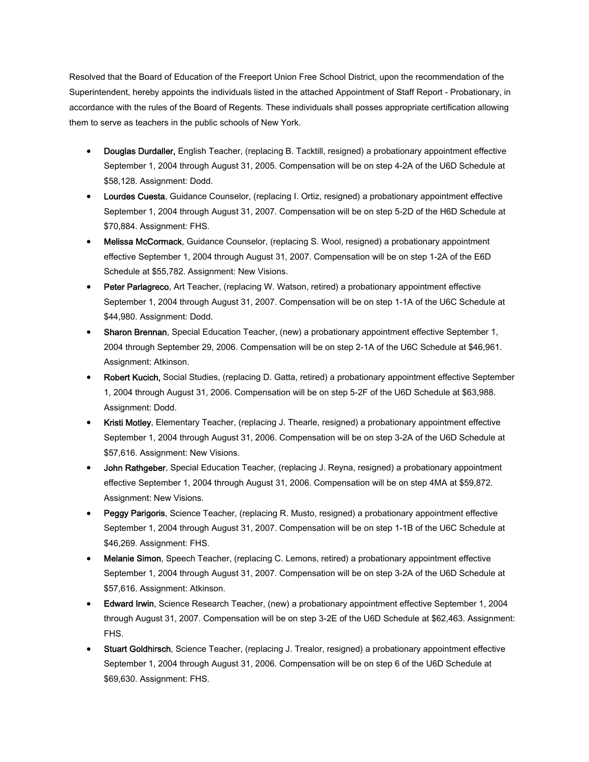Resolved that the Board of Education of the Freeport Union Free School District, upon the recommendation of the Superintendent, hereby appoints the individuals listed in the attached Appointment of Staff Report - Probationary, in accordance with the rules of the Board of Regents. These individuals shall posses appropriate certification allowing them to serve as teachers in the public schools of New York.

- **Douglas Durdaller,** English Teacher, (replacing B. Tacktill, resigned) a probationary appointment effective September 1, 2004 through August 31, 2005. Compensation will be on step 4-2A of the U6D Schedule at $58,128. Assignment: Dodd.
- **Lourdes Cuesta**, Guidance Counselor, (replacing I. Ortiz, resigned) a probationary appointment effective September 1, 2004 through August 31, 2007. Compensation will be on step 5-2D of the H6D Schedule at $70,884. Assignment: FHS.
- **Melissa McCormack**, Guidance Counselor, (replacing S. Wool, resigned) a probationary appointment effective September 1, 2004 through August 31, 2007. Compensation will be on step 1-2A of the E6D Schedule at $55,782. Assignment: New Visions.
- **Peter Parlagreco**, Art Teacher, (replacing W. Watson, retired) a probationary appointment effective September 1, 2004 through August 31, 2007. Compensation will be on step 1-1A of the U6C Schedule at $44,980. Assignment: Dodd.
- **Sharon Brennan**, Special Education Teacher, (new) a probationary appointment effective September 1, 2004 through September 29, 2006. Compensation will be on step 2-1A of the U6C Schedule at $46,961. Assignment: Atkinson.
- **Robert Kucich,** Social Studies, (replacing D. Gatta, retired) a probationary appointment effective September 1, 2004 through August 31, 2006. Compensation will be on step 5-2F of the U6D Schedule at $63,988. Assignment: Dodd.
- **Kristi Motley**, Elementary Teacher, (replacing J. Thearle, resigned) a probationary appointment effective September 1, 2004 through August 31, 2006. Compensation will be on step 3-2A of the U6D Schedule at $57,616. Assignment: New Visions.
- **John Rathgeber**, Special Education Teacher, (replacing J. Reyna, resigned) a probationary appointment effective September 1, 2004 through August 31, 2006. Compensation will be on step 4MA at $59,872. Assignment: New Visions.
- **Peggy Parigoris**, Science Teacher, (replacing R. Musto, resigned) a probationary appointment effective September 1, 2004 through August 31, 2007. Compensation will be on step 1-1B of the U6C Schedule at $46,269. Assignment: FHS.
- **Melanie Simon**, Speech Teacher, (replacing C. Lemons, retired) a probationary appointment effective September 1, 2004 through August 31, 2007. Compensation will be on step 3-2A of the U6D Schedule at $57,616. Assignment: Atkinson.
- **Edward Irwin**, Science Research Teacher, (new) a probationary appointment effective September 1, 2004 through August 31, 2007. Compensation will be on step 3-2E of the U6D Schedule at $62,463. Assignment: FHS.
- **Stuart Goldhirsch**, Science Teacher, (replacing J. Trealor, resigned) a probationary appointment effective September 1, 2004 through August 31, 2006. Compensation will be on step 6 of the U6D Schedule at $69,630. Assignment: FHS.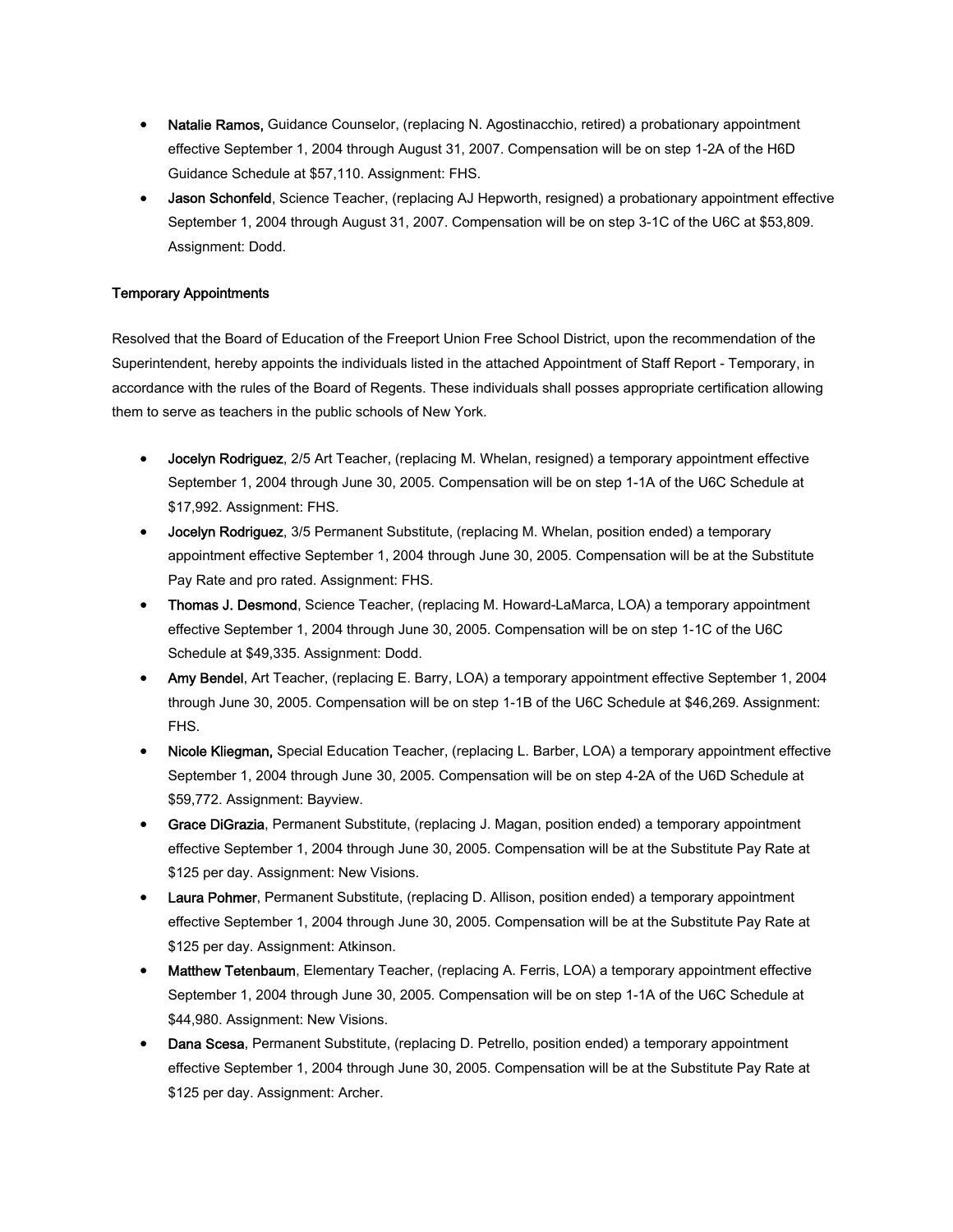- **Natalie Ramos,** Guidance Counselor, (replacing N. Agostinacchio, retired) a probationary appointment effective September 1, 2004 through August 31, 2007. Compensation will be on step 1-2A of the H6D Guidance Schedule at $57,110. Assignment: FHS.
- **Jason Schonfeld**, Science Teacher, (replacing AJ Hepworth, resigned) a probationary appointment effective September 1, 2004 through August 31, 2007. Compensation will be on step 3-1C of the U6C at $53,809. Assignment: Dodd.

**Temporary Appointments**

Resolved that the Board of Education of the Freeport Union Free School District, upon the recommendation of the Superintendent, hereby appoints the individuals listed in the attached Appointment of Staff Report - Temporary, in accordance with the rules of the Board of Regents. These individuals shall posses appropriate certification allowing them to serve as teachers in the public schools of New York.

- **Jocelyn Rodriguez**, 2/5 Art Teacher, (replacing M. Whelan, resigned) a temporary appointment effective September 1, 2004 through June 30, 2005. Compensation will be on step 1-1A of the U6C Schedule at $17,992. Assignment: FHS.
- **Jocelyn Rodriguez**, 3/5 Permanent Substitute, (replacing M. Whelan, position ended) a temporary appointment effective September 1, 2004 through June 30, 2005. Compensation will be at the Substitute Pay Rate and pro rated. Assignment: FHS.
- **Thomas J. Desmond**, Science Teacher, (replacing M. Howard-LaMarca, LOA) a temporary appointment effective September 1, 2004 through June 30, 2005. Compensation will be on step 1-1C of the U6C Schedule at $49,335. Assignment: Dodd.
- **Amy Bendel**, Art Teacher, (replacing E. Barry, LOA) a temporary appointment effective September 1, 2004 through June 30, 2005. Compensation will be on step 1-1B of the U6C Schedule at $46,269. Assignment: FHS.
- **Nicole Kliegman,** Special Education Teacher, (replacing L. Barber, LOA) a temporary appointment effective September 1, 2004 through June 30, 2005. Compensation will be on step 4-2A of the U6D Schedule at $59,772. Assignment: Bayview.
- **Grace DiGrazia**, Permanent Substitute, (replacing J. Magan, position ended) a temporary appointment effective September 1, 2004 through June 30, 2005. Compensation will be at the Substitute Pay Rate at $125 per day. Assignment: New Visions.
- **Laura Pohmer**, Permanent Substitute, (replacing D. Allison, position ended) a temporary appointment effective September 1, 2004 through June 30, 2005. Compensation will be at the Substitute Pay Rate at $125 per day. Assignment: Atkinson.
- **Matthew Tetenbaum**, Elementary Teacher, (replacing A. Ferris, LOA) a temporary appointment effective September 1, 2004 through June 30, 2005. Compensation will be on step 1-1A of the U6C Schedule at $44,980. Assignment: New Visions.
- **Dana Scesa**, Permanent Substitute, (replacing D. Petrello, position ended) a temporary appointment effective September 1, 2004 through June 30, 2005. Compensation will be at the Substitute Pay Rate at $125 per day. Assignment: Archer.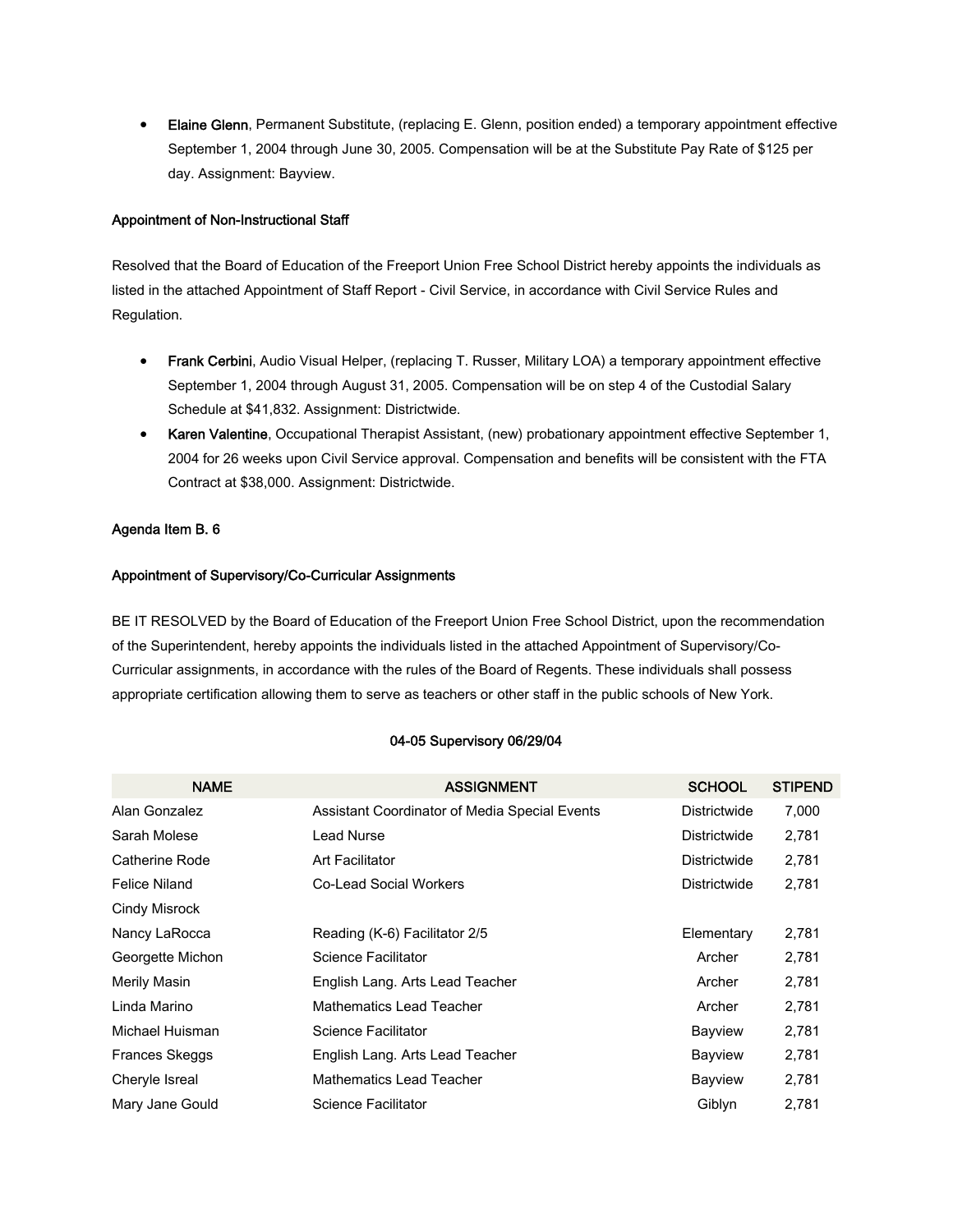- **Elaine Glenn**, Permanent Substitute, (replacing E. Glenn, position ended) a temporary appointment effective September 1, 2004 through June 30, 2005. Compensation will be at the Substitute Pay Rate of $125 per day. Assignment: Bayview.

**Appointment of Non-Instructional Staff**

Resolved that the Board of Education of the Freeport Union Free School District hereby appoints the individuals as listed in the attached Appointment of Staff Report - Civil Service, in accordance with Civil Service Rules and Regulation.

- **Frank Cerbini**, Audio Visual Helper, (replacing T. Russer, Military LOA) a temporary appointment effective September 1, 2004 through August 31, 2005. Compensation will be on step 4 of the Custodial Salary Schedule at $41,832. Assignment: Districtwide.
- **Karen Valentine**, Occupational Therapist Assistant, (new) probationary appointment effective September 1, 2004 for 26 weeks upon Civil Service approval. Compensation and benefits will be consistent with the FTA Contract at $38,000. Assignment: Districtwide.

**Agenda Item B. 6**

**Appointment of Supervisory/Co-Curricular Assignments**

BE IT RESOLVED by the Board of Education of the Freeport Union Free School District, upon the recommendation of the Superintendent, hereby appoints the individuals listed in the attached Appointment of Supervisory/Co-Curricular assignments, in accordance with the rules of the Board of Regents. These individuals shall possess appropriate certification allowing them to serve as teachers or other staff in the public schools of New York.

**04-05 Supervisory 06/29/04**

| NAME | ASSIGNMENT | SCHOOL | STIPEND |
|---|---|---|---|
| Alan Gonzalez | Assistant Coordinator of Media Special Events | Districtwide | 7,000 |
| Sarah Molese | Lead Nurse | Districtwide | 2,781 |
| Catherine Rode | Art Facilitator | Districtwide | 2,781 |
| Felice Niland | Co-Lead Social Workers | Districtwide | 2,781 |
| Cindy Misrock | | | |
| Nancy LaRocca | Reading (K-6) Facilitator 2/5 | Elementary | 2,781 |
| Georgette Michon | Science Facilitator | Archer | 2,781 |
| Merily Masin | English Lang. Arts Lead Teacher | Archer | 2,781 |
| Linda Marino | Mathematics Lead Teacher | Archer | 2,781 |
| Michael Huisman | Science Facilitator | Bayview | 2,781 |
| Frances Skeggs | English Lang. Arts Lead Teacher | Bayview | 2,781 |
| Cheryle Isreal | Mathematics Lead Teacher | Bayview | 2,781 |
| Mary Jane Gould | Science Facilitator | Giblyn | 2,781 |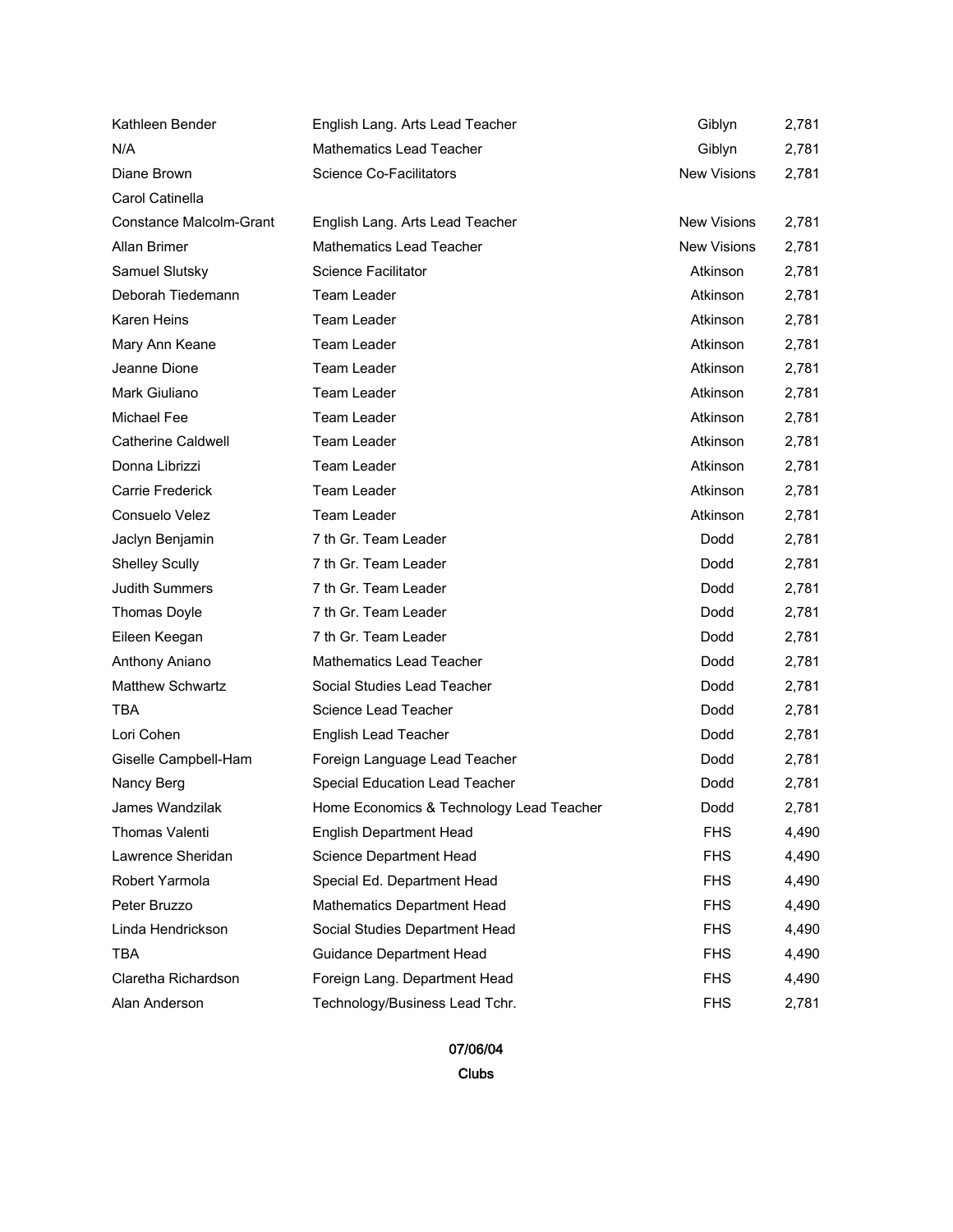| | | | |
|---|---|---|---|
| Kathleen Bender | English Lang. Arts Lead Teacher | Giblyn | 2,781 |
| N/A | Mathematics Lead Teacher | Giblyn | 2,781 |
| Diane Brown<br>Carol Catinella | Science Co-Facilitators | New Visions | 2,781 |
| Constance Malcolm-Grant | English Lang. Arts Lead Teacher | New Visions | 2,781 |
| Allan Brimer | Mathematics Lead Teacher | New Visions | 2,781 |
| Samuel Slutsky | Science Facilitator | Atkinson | 2,781 |
| Deborah Tiedemann | Team Leader | Atkinson | 2,781 |
| Karen Heins | Team Leader | Atkinson | 2,781 |
| Mary Ann Keane | Team Leader | Atkinson | 2,781 |
| Jeanne Dione | Team Leader | Atkinson | 2,781 |
| Mark Giuliano | Team Leader | Atkinson | 2,781 |
| Michael Fee | Team Leader | Atkinson | 2,781 |
| Catherine Caldwell | Team Leader | Atkinson | 2,781 |
| Donna Librizzi | Team Leader | Atkinson | 2,781 |
| Carrie Frederick | Team Leader | Atkinson | 2,781 |
| Consuelo Velez | Team Leader | Atkinson | 2,781 |
| Jaclyn Benjamin | 7 th Gr. Team Leader | Dodd | 2,781 |
| Shelley Scully | 7 th Gr. Team Leader | Dodd | 2,781 |
| Judith Summers | 7 th Gr. Team Leader | Dodd | 2,781 |
| Thomas Doyle | 7 th Gr. Team Leader | Dodd | 2,781 |
| Eileen Keegan | 7 th Gr. Team Leader | Dodd | 2,781 |
| Anthony Aniano | Mathematics Lead Teacher | Dodd | 2,781 |
| Matthew Schwartz | Social Studies Lead Teacher | Dodd | 2,781 |
| TBA | Science Lead Teacher | Dodd | 2,781 |
| Lori Cohen | English Lead Teacher | Dodd | 2,781 |
| Giselle Campbell-Ham | Foreign Language Lead Teacher | Dodd | 2,781 |
| Nancy Berg | Special Education Lead Teacher | Dodd | 2,781 |
| James Wandzilak | Home Economics & Technology Lead Teacher | Dodd | 2,781 |
| Thomas Valenti | English Department Head | FHS | 4,490 |
| Lawrence Sheridan | Science Department Head | FHS | 4,490 |
| Robert Yarmola | Special Ed. Department Head | FHS | 4,490 |
| Peter Bruzzo | Mathematics Department Head | FHS | 4,490 |
| Linda Hendrickson | Social Studies Department Head | FHS | 4,490 |
| TBA | Guidance Department Head | FHS | 4,490 |
| Claretha Richardson | Foreign Lang. Department Head | FHS | 4,490 |
| Alan Anderson | Technology/Business Lead Tchr. | FHS | 2,781 |

07/06/04

**Clubs**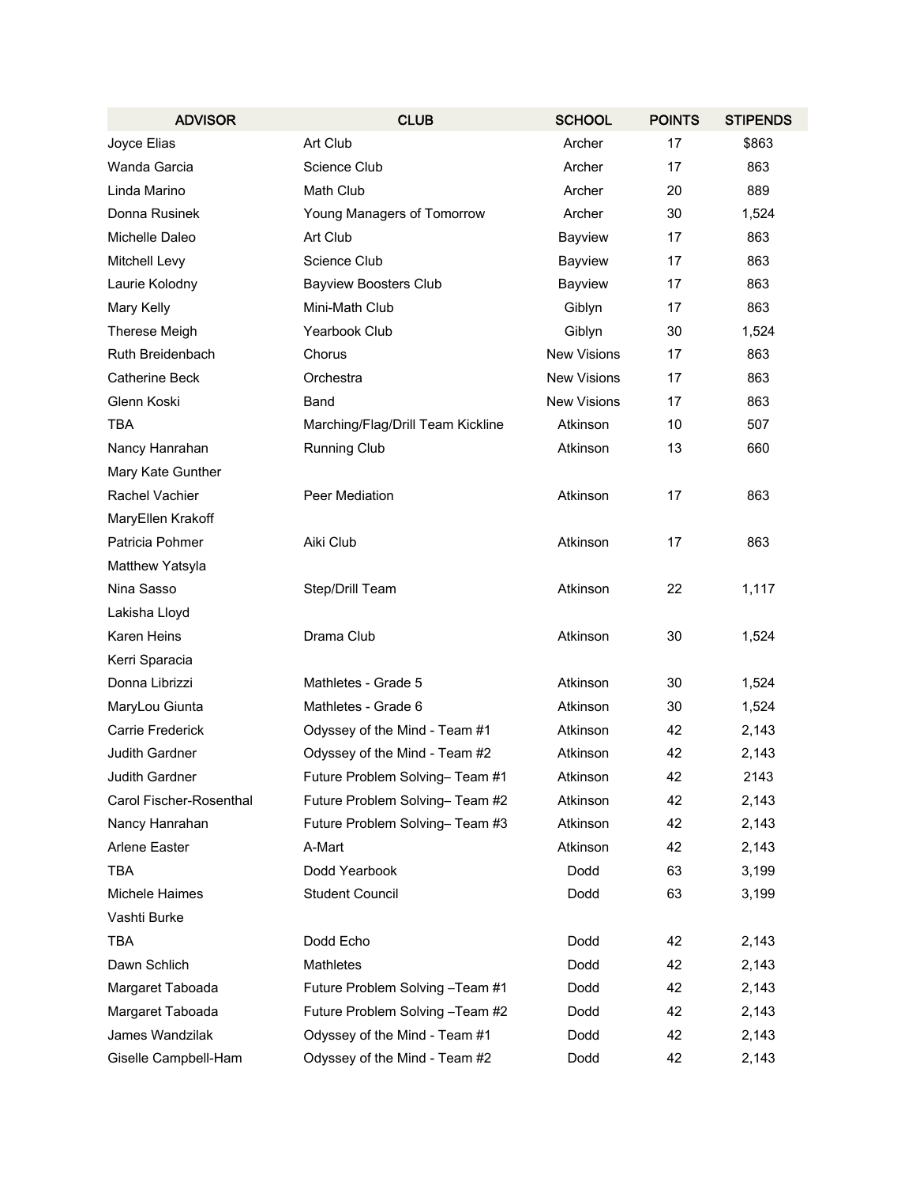| ADVISOR | CLUB | SCHOOL | POINTS | STIPENDS |
|---|---|---|---|---|
| Joyce Elias | Art Club | Archer | 17 | $863 |
| Wanda Garcia | Science Club | Archer | 17 | 863 |
| Linda Marino | Math Club | Archer | 20 | 889 |
| Donna Rusinek | Young Managers of Tomorrow | Archer | 30 | 1,524 |
| Michelle Daleo | Art Club | Bayview | 17 | 863 |
| Mitchell Levy | Science Club | Bayview | 17 | 863 |
| Laurie Kolodny | Bayview Boosters Club | Bayview | 17 | 863 |
| Mary Kelly | Mini-Math Club | Giblyn | 17 | 863 |
| Therese Meigh | Yearbook Club | Giblyn | 30 | 1,524 |
| Ruth Breidenbach | Chorus | New Visions | 17 | 863 |
| Catherine Beck | Orchestra | New Visions | 17 | 863 |
| Glenn Koski | Band | New Visions | 17 | 863 |
| TBA | Marching/Flag/Drill Team Kickline | Atkinson | 10 | 507 |
| Nancy Hanrahan | Running Club | Atkinson | 13 | 660 |
| Mary Kate Gunther | | | | |
| Rachel Vachier | Peer Mediation | Atkinson | 17 | 863 |
| MaryEllen Krakoff | | | | |
| Patricia Pohmer | Aiki Club | Atkinson | 17 | 863 |
| Matthew Yatsyla | | | | |
| Nina Sasso | Step/Drill Team | Atkinson | 22 | 1,117 |
| Lakisha Lloyd | | | | |
| Karen Heins | Drama Club | Atkinson | 30 | 1,524 |
| Kerri Sparacia | | | | |
| Donna Librizzi | Mathletes - Grade 5 | Atkinson | 30 | 1,524 |
| MaryLou Giunta | Mathletes - Grade 6 | Atkinson | 30 | 1,524 |
| Carrie Frederick | Odyssey of the Mind - Team #1 | Atkinson | 42 | 2,143 |
| Judith Gardner | Odyssey of the Mind - Team #2 | Atkinson | 42 | 2,143 |
| Judith Gardner | Future Problem Solving– Team #1 | Atkinson | 42 | 2143 |
| Carol Fischer-Rosenthal | Future Problem Solving– Team #2 | Atkinson | 42 | 2,143 |
| Nancy Hanrahan | Future Problem Solving– Team #3 | Atkinson | 42 | 2,143 |
| Arlene Easter | A-Mart | Atkinson | 42 | 2,143 |
| TBA | Dodd Yearbook | Dodd | 63 | 3,199 |
| Michele Haimes | Student Council | Dodd | 63 | 3,199 |
| Vashti Burke | | | | |
| TBA | Dodd Echo | Dodd | 42 | 2,143 |
| Dawn Schlich | Mathletes | Dodd | 42 | 2,143 |
| Margaret Taboada | Future Problem Solving –Team #1 | Dodd | 42 | 2,143 |
| Margaret Taboada | Future Problem Solving –Team #2 | Dodd | 42 | 2,143 |
| James Wandzilak | Odyssey of the Mind - Team #1 | Dodd | 42 | 2,143 |
| Giselle Campbell-Ham | Odyssey of the Mind - Team #2 | Dodd | 42 | 2,143 |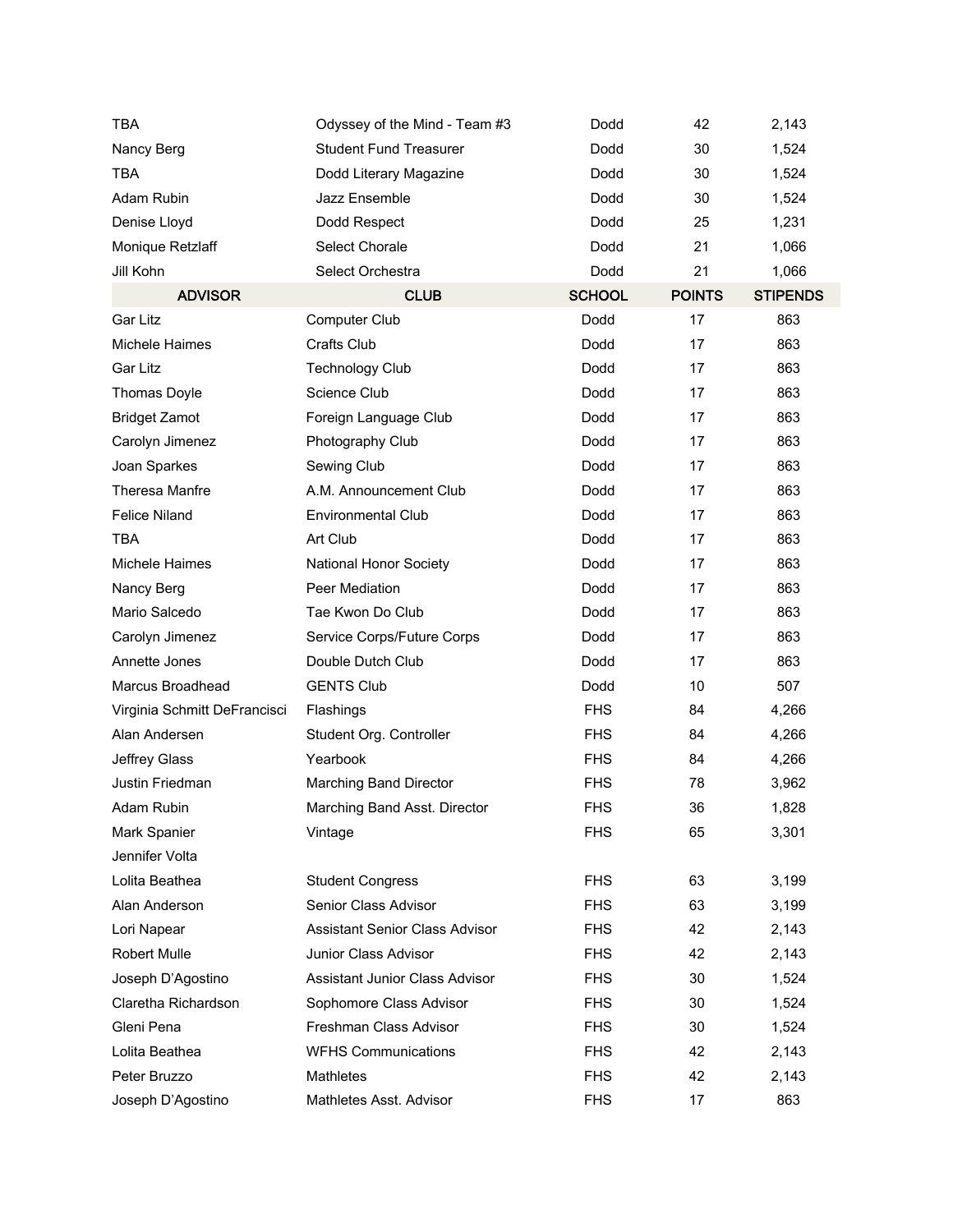| TBA | Odyssey of the Mind - Team #3 | Dodd | 42 | 2,143 |
|---|---|---|---|---|
| Nancy Berg | Student Fund Treasurer | Dodd | 30 | 1,524 |
| TBA | Dodd Literary Magazine | Dodd | 30 | 1,524 |
| Adam Rubin | Jazz Ensemble | Dodd | 30 | 1,524 |
| Denise Lloyd | Dodd Respect | Dodd | 25 | 1,231 |
| Monique Retzlaff | Select Chorale | Dodd | 21 | 1,066 |
| Jill Kohn | Select Orchestra | Dodd | 21 | 1,066 |
| **ADVISOR** | **CLUB** | **SCHOOL** | **POINTS** | **STIPENDS** |
| Gar Litz | Computer Club | Dodd | 17 | 863 |
| Michele Haimes | Crafts Club | Dodd | 17 | 863 |
| Gar Litz | Technology Club | Dodd | 17 | 863 |
| Thomas Doyle | Science Club | Dodd | 17 | 863 |
| Bridget Zamot | Foreign Language Club | Dodd | 17 | 863 |
| Carolyn Jimenez | Photography Club | Dodd | 17 | 863 |
| Joan Sparkes | Sewing Club | Dodd | 17 | 863 |
| Theresa Manfre | A.M. Announcement Club | Dodd | 17 | 863 |
| Felice Niland | Environmental Club | Dodd | 17 | 863 |
| TBA | Art Club | Dodd | 17 | 863 |
| Michele Haimes | National Honor Society | Dodd | 17 | 863 |
| Nancy Berg | Peer Mediation | Dodd | 17 | 863 |
| Mario Salcedo | Tae Kwon Do Club | Dodd | 17 | 863 |
| Carolyn Jimenez | Service Corps/Future Corps | Dodd | 17 | 863 |
| Annette Jones | Double Dutch Club | Dodd | 17 | 863 |
| Marcus Broadhead | GENTS Club | Dodd | 10 | 507 |
| Virginia Schmitt DeFrancisci | Flashings | FHS | 84 | 4,266 |
| Alan Andersen | Student Org. Controller | FHS | 84 | 4,266 |
| Jeffrey Glass | Yearbook | FHS | 84 | 4,266 |
| Justin Friedman | Marching Band Director | FHS | 78 | 3,962 |
| Adam Rubin | Marching Band Asst. Director | FHS | 36 | 1,828 |
| Mark Spanier | Vintage | FHS | 65 | 3,301 |
| Jennifer Volta | | | | |
| Lolita Beathea | Student Congress | FHS | 63 | 3,199 |
| Alan Anderson | Senior Class Advisor | FHS | 63 | 3,199 |
| Lori Napear | Assistant Senior Class Advisor | FHS | 42 | 2,143 |
| Robert Mulle | Junior Class Advisor | FHS | 42 | 2,143 |
| Joseph D'Agostino | Assistant Junior Class Advisor | FHS | 30 | 1,524 |
| Claretha Richardson | Sophomore Class Advisor | FHS | 30 | 1,524 |
| Gleni Pena | Freshman Class Advisor | FHS | 30 | 1,524 |
| Lolita Beathea | WFHS Communications | FHS | 42 | 2,143 |
| Peter Bruzzo | Mathletes | FHS | 42 | 2,143 |
| Joseph D'Agostino | Mathletes Asst. Advisor | FHS | 17 | 863 |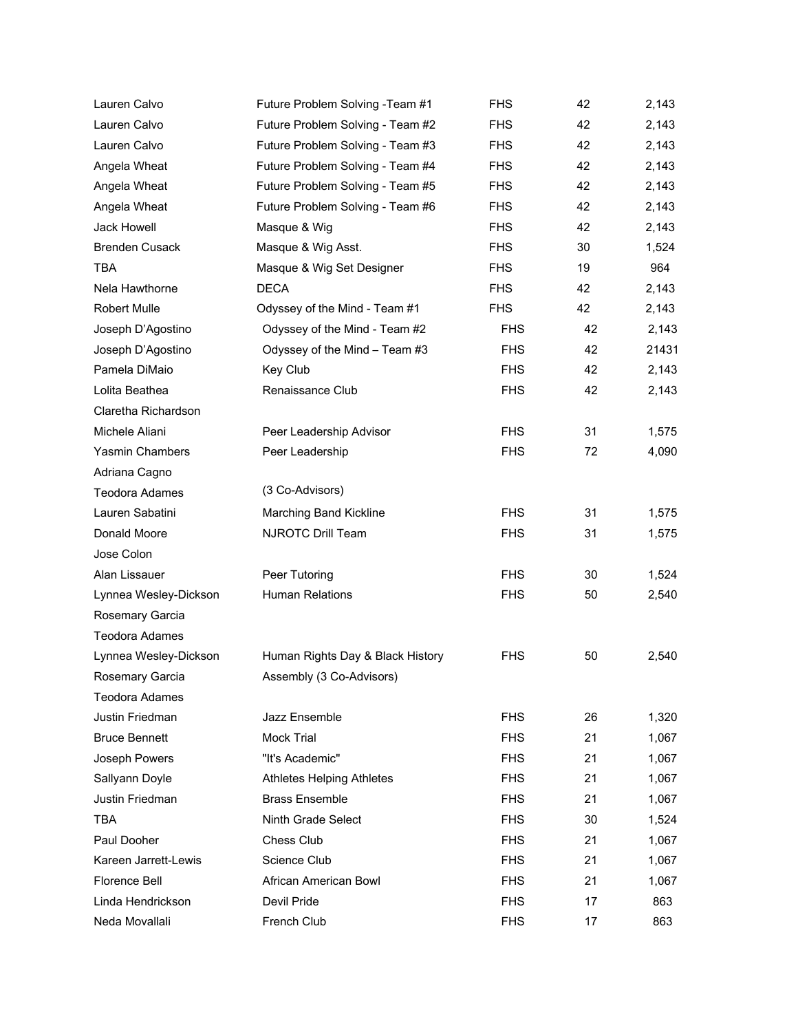| | | | | |
|---|---|---|---|---|
| Lauren Calvo | Future Problem Solving -Team #1 | FHS | 42 | 2,143 |
| Lauren Calvo | Future Problem Solving - Team #2 | FHS | 42 | 2,143 |
| Lauren Calvo | Future Problem Solving - Team #3 | FHS | 42 | 2,143 |
| Angela Wheat | Future Problem Solving - Team #4 | FHS | 42 | 2,143 |
| Angela Wheat | Future Problem Solving - Team #5 | FHS | 42 | 2,143 |
| Angela Wheat | Future Problem Solving - Team #6 | FHS | 42 | 2,143 |
| Jack Howell | Masque & Wig | FHS | 42 | 2,143 |
| Brenden Cusack | Masque & Wig Asst. | FHS | 30 | 1,524 |
| TBA | Masque & Wig Set Designer | FHS | 19 | 964 |
| Nela Hawthorne | DECA | FHS | 42 | 2,143 |
| Robert Mulle | Odyssey of the Mind - Team #1 | FHS | 42 | 2,143 |
| Joseph D'Agostino | Odyssey of the Mind - Team #2 | FHS | 42 | 2,143 |
| Joseph D'Agostino | Odyssey of the Mind – Team #3 | FHS | 42 | 21431 |
| Pamela DiMaio | Key Club | FHS | 42 | 2,143 |
| Lolita Beathea | Renaissance Club | FHS | 42 | 2,143 |
| Claretha Richardson | | | | |
| Michele Aliani | Peer Leadership Advisor | FHS | 31 | 1,575 |
| Yasmin Chambers | Peer Leadership | FHS | 72 | 4,090 |
| Adriana Cagno | | | | |
| Teodora Adames | (3 Co-Advisors) | | | |
| Lauren Sabatini | Marching Band Kickline | FHS | 31 | 1,575 |
| Donald Moore | NJROTC Drill Team | FHS | 31 | 1,575 |
| Jose Colon | | | | |
| Alan Lissauer | Peer Tutoring | FHS | 30 | 1,524 |
| Lynnea Wesley-Dickson | Human Relations | FHS | 50 | 2,540 |
| Rosemary Garcia | | | | |
| Teodora Adames | | | | |
| Lynnea Wesley-Dickson | Human Rights Day & Black History | FHS | 50 | 2,540 |
| Rosemary Garcia | Assembly (3 Co-Advisors) | | | |
| Teodora Adames | | | | |
| Justin Friedman | Jazz Ensemble | FHS | 26 | 1,320 |
| Bruce Bennett | Mock Trial | FHS | 21 | 1,067 |
| Joseph Powers | "It's Academic" | FHS | 21 | 1,067 |
| Sallyann Doyle | Athletes Helping Athletes | FHS | 21 | 1,067 |
| Justin Friedman | Brass Ensemble | FHS | 21 | 1,067 |
| TBA | Ninth Grade Select | FHS | 30 | 1,524 |
| Paul Dooher | Chess Club | FHS | 21 | 1,067 |
| Kareen Jarrett-Lewis | Science Club | FHS | 21 | 1,067 |
| Florence Bell | African American Bowl | FHS | 21 | 1,067 |
| Linda Hendrickson | Devil Pride | FHS | 17 | 863 |
| Neda Movallali | French Club | FHS | 17 | 863 |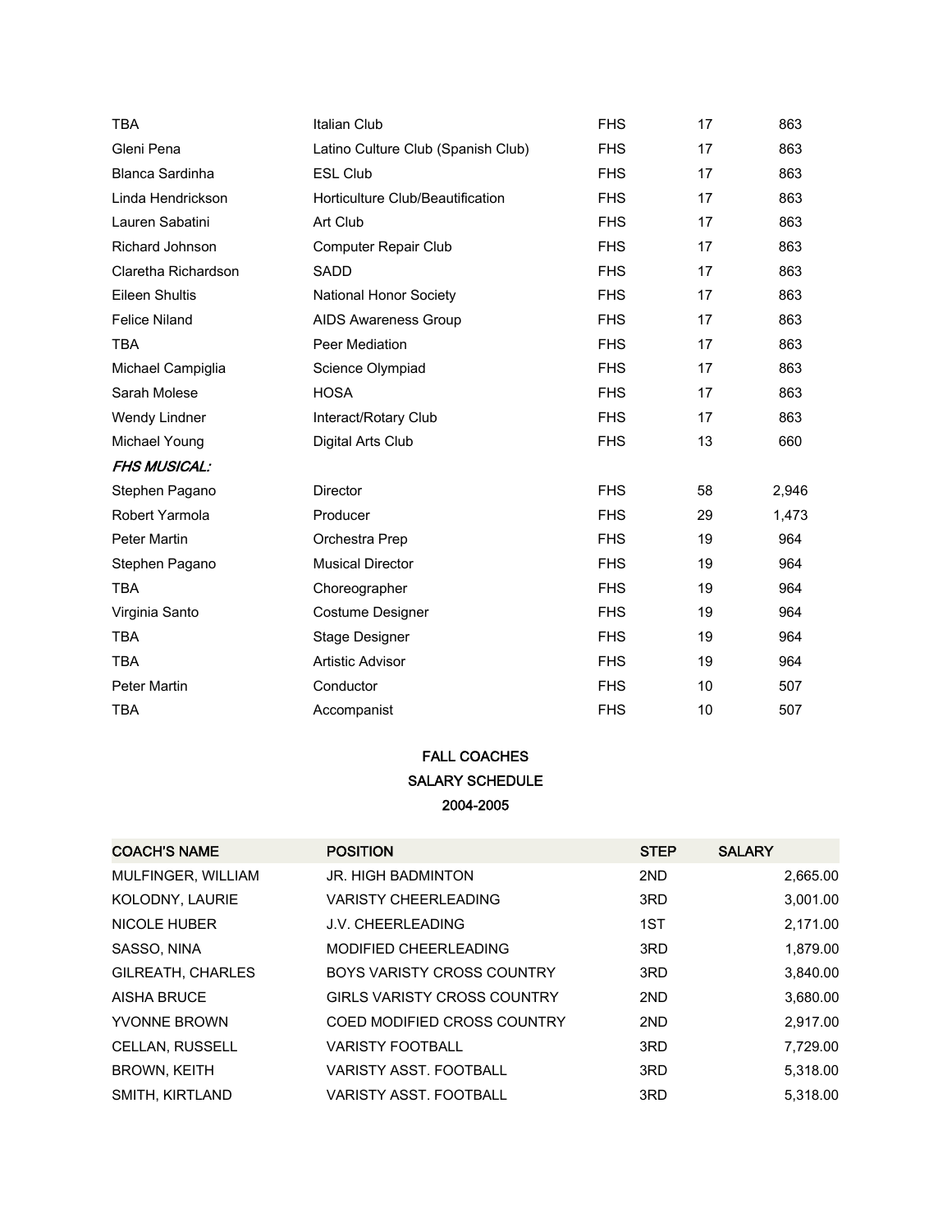| | | | | |
|---|---|---|---|---|
| TBA | Italian Club | FHS | 17 | 863 |
| Gleni Pena | Latino Culture Club (Spanish Club) | FHS | 17 | 863 |
| Blanca Sardinha | ESL Club | FHS | 17 | 863 |
| Linda Hendrickson | Horticulture Club/Beautification | FHS | 17 | 863 |
| Lauren Sabatini | Art Club | FHS | 17 | 863 |
| Richard Johnson | Computer Repair Club | FHS | 17 | 863 |
| Claretha Richardson | SADD | FHS | 17 | 863 |
| Eileen Shultis | National Honor Society | FHS | 17 | 863 |
| Felice Niland | AIDS Awareness Group | FHS | 17 | 863 |
| TBA | Peer Mediation | FHS | 17 | 863 |
| Michael Campiglia | Science Olympiad | FHS | 17 | 863 |
| Sarah Molese | HOSA | FHS | 17 | 863 |
| Wendy Lindner | Interact/Rotary Club | FHS | 17 | 863 |
| Michael Young | Digital Arts Club | FHS | 13 | 660 |
| ***FHS MUSICAL:*** | | | | |
| Stephen Pagano | Director | FHS | 58 | 2,946 |
| Robert Yarmola | Producer | FHS | 29 | 1,473 |
| Peter Martin | Orchestra Prep | FHS | 19 | 964 |
| Stephen Pagano | Musical Director | FHS | 19 | 964 |
| TBA | Choreographer | FHS | 19 | 964 |
| Virginia Santo | Costume Designer | FHS | 19 | 964 |
| TBA | Stage Designer | FHS | 19 | 964 |
| TBA | Artistic Advisor | FHS | 19 | 964 |
| Peter Martin | Conductor | FHS | 10 | 507 |
| TBA | Accompanist | FHS | 10 | 507 |

## FALL COACHES
## SALARY SCHEDULE
## 2004-2005

| COACH'S NAME | POSITION | STEP | SALARY |
|---|---|---|---|
| MULFINGER, WILLIAM | JR. HIGH BADMINTON | 2ND | 2,665.00 |
| KOLODNY, LAURIE | VARISTY CHEERLEADING | 3RD | 3,001.00 |
| NICOLE HUBER | J.V. CHEERLEADING | 1ST | 2,171.00 |
| SASSO, NINA | MODIFIED CHEERLEADING | 3RD | 1,879.00 |
| GILREATH, CHARLES | BOYS VARISTY CROSS COUNTRY | 3RD | 3,840.00 |
| AISHA BRUCE | GIRLS VARISTY CROSS COUNTRY | 2ND | 3,680.00 |
| YVONNE BROWN | COED MODIFIED CROSS COUNTRY | 2ND | 2,917.00 |
| CELLAN, RUSSELL | VARISTY FOOTBALL | 3RD | 7,729.00 |
| BROWN, KEITH | VARISTY ASST. FOOTBALL | 3RD | 5,318.00 |
| SMITH, KIRTLAND | VARISTY ASST. FOOTBALL | 3RD | 5,318.00 |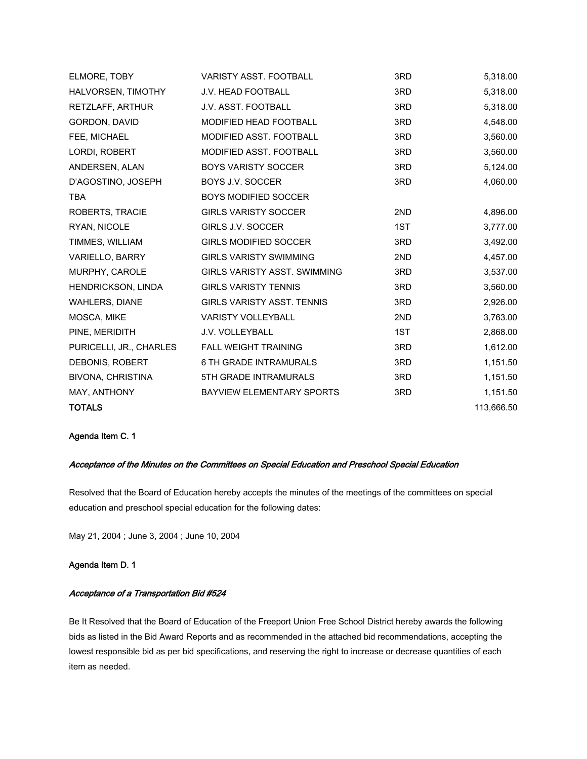| | | | |
|---|---|---|---|
| ELMORE, TOBY | VARISTY ASST. FOOTBALL | 3RD | 5,318.00 |
| HALVORSEN, TIMOTHY | J.V. HEAD FOOTBALL | 3RD | 5,318.00 |
| RETZLAFF, ARTHUR | J.V. ASST. FOOTBALL | 3RD | 5,318.00 |
| GORDON, DAVID | MODIFIED HEAD FOOTBALL | 3RD | 4,548.00 |
| FEE, MICHAEL | MODIFIED ASST. FOOTBALL | 3RD | 3,560.00 |
| LORDI, ROBERT | MODIFIED ASST. FOOTBALL | 3RD | 3,560.00 |
| ANDERSEN, ALAN | BOYS VARISTY SOCCER | 3RD | 5,124.00 |
| D'AGOSTINO, JOSEPH | BOYS J.V. SOCCER | 3RD | 4,060.00 |
| TBA | BOYS MODIFIED SOCCER | | |
| ROBERTS, TRACIE | GIRLS VARISTY SOCCER | 2ND | 4,896.00 |
| RYAN, NICOLE | GIRLS J.V. SOCCER | 1ST | 3,777.00 |
| TIMMES, WILLIAM | GIRLS MODIFIED SOCCER | 3RD | 3,492.00 |
| VARIELLO, BARRY | GIRLS VARISTY SWIMMING | 2ND | 4,457.00 |
| MURPHY, CAROLE | GIRLS VARISTY ASST. SWIMMING | 3RD | 3,537.00 |
| HENDRICKSON, LINDA | GIRLS VARISTY TENNIS | 3RD | 3,560.00 |
| WAHLERS, DIANE | GIRLS VARISTY ASST. TENNIS | 3RD | 2,926.00 |
| MOSCA, MIKE | VARISTY VOLLEYBALL | 2ND | 3,763.00 |
| PINE, MERIDITH | J.V. VOLLEYBALL | 1ST | 2,868.00 |
| PURICELLI, JR., CHARLES | FALL WEIGHT TRAINING | 3RD | 1,612.00 |
| DEBONIS, ROBERT | 6 TH GRADE INTRAMURALS | 3RD | 1,151.50 |
| BIVONA, CHRISTINA | 5TH GRADE INTRAMURALS | 3RD | 1,151.50 |
| MAY, ANTHONY | BAYVIEW ELEMENTARY SPORTS | 3RD | 1,151.50 |
| **TOTALS** | | | 113,666.50 |

**Agenda Item C. 1**

***Acceptance of the Minutes on the Committees on Special Education and Preschool Special Education***

Resolved that the Board of Education hereby accepts the minutes of the meetings of the committees on special education and preschool special education for the following dates:

May 21, 2004 ; June 3, 2004 ; June 10, 2004

**Agenda Item D. 1**

***Acceptance of a Transportation Bid #524***

Be It Resolved that the Board of Education of the Freeport Union Free School District hereby awards the following bids as listed in the Bid Award Reports and as recommended in the attached bid recommendations, accepting the lowest responsible bid as per bid specifications, and reserving the right to increase or decrease quantities of each item as needed.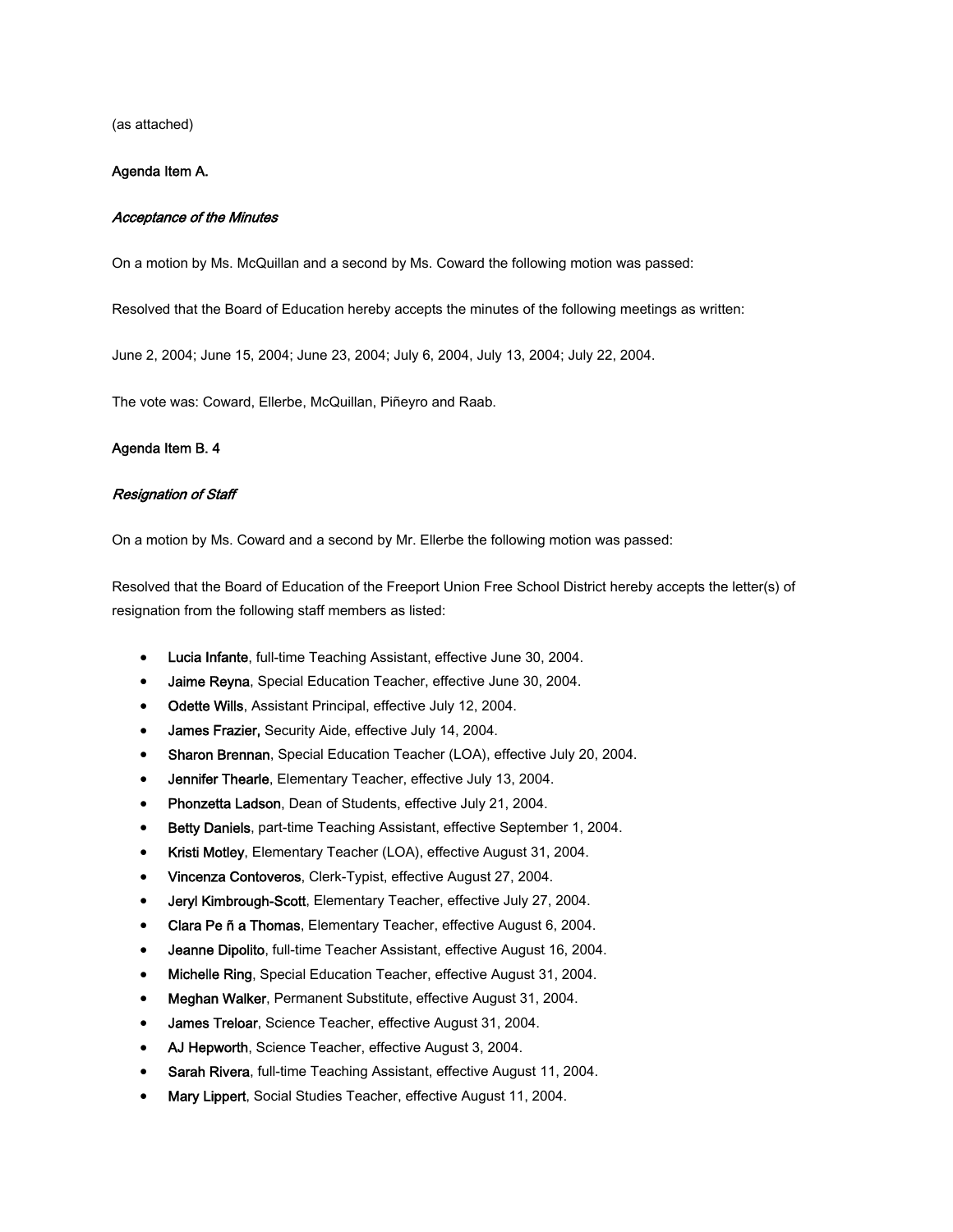(as attached)

**Agenda Item A.**

***Acceptance of the Minutes***

On a motion by Ms. McQuillan and a second by Ms. Coward the following motion was passed:

Resolved that the Board of Education hereby accepts the minutes of the following meetings as written:

June 2, 2004; June 15, 2004; June 23, 2004; July 6, 2004, July 13, 2004; July 22, 2004.

The vote was: Coward, Ellerbe, McQuillan, Piñeyro and Raab.

**Agenda Item B. 4**

***Resignation of Staff***

On a motion by Ms. Coward and a second by Mr. Ellerbe the following motion was passed:

Resolved that the Board of Education of the Freeport Union Free School District hereby accepts the letter(s) of resignation from the following staff members as listed:

- **Lucia Infante**, full-time Teaching Assistant, effective June 30, 2004.
- **Jaime Reyna**, Special Education Teacher, effective June 30, 2004.
- **Odette Wills**, Assistant Principal, effective July 12, 2004.
- **James Frazier,** Security Aide, effective July 14, 2004.
- **Sharon Brennan**, Special Education Teacher (LOA), effective July 20, 2004.
- **Jennifer Thearle**, Elementary Teacher, effective July 13, 2004.
- **Phonzetta Ladson**, Dean of Students, effective July 21, 2004.
- **Betty Daniels**, part-time Teaching Assistant, effective September 1, 2004.
- **Kristi Motley**, Elementary Teacher (LOA), effective August 31, 2004.
- **Vincenza Contoveros**, Clerk-Typist, effective August 27, 2004.
- **Jeryl Kimbrough-Scott**, Elementary Teacher, effective July 27, 2004.
- **Clara Pe ñ a Thomas**, Elementary Teacher, effective August 6, 2004.
- **Jeanne Dipolito**, full-time Teacher Assistant, effective August 16, 2004.
- **Michelle Ring**, Special Education Teacher, effective August 31, 2004.
- **Meghan Walker**, Permanent Substitute, effective August 31, 2004.
- **James Treloar**, Science Teacher, effective August 31, 2004.
- **AJ Hepworth**, Science Teacher, effective August 3, 2004.
- **Sarah Rivera**, full-time Teaching Assistant, effective August 11, 2004.
- **Mary Lippert**, Social Studies Teacher, effective August 11, 2004.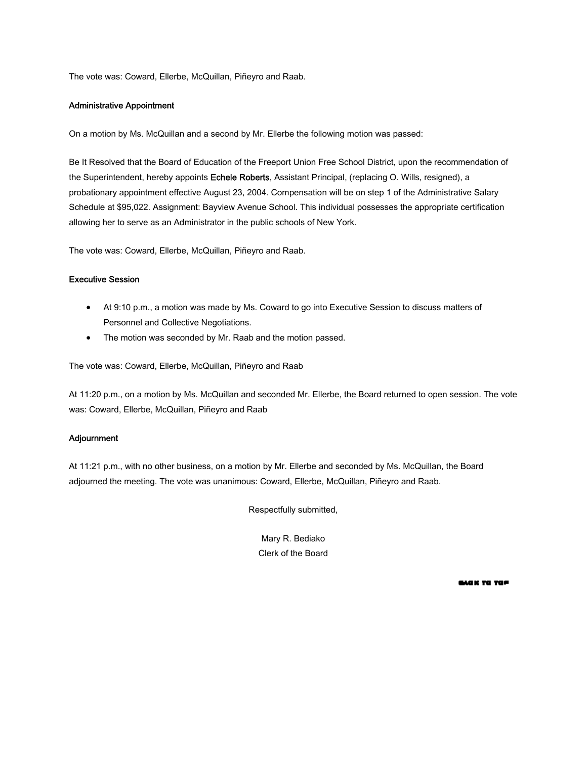The vote was: Coward, Ellerbe, McQuillan, Piñeyro and Raab.

**Administrative Appointment**

On a motion by Ms. McQuillan and a second by Mr. Ellerbe the following motion was passed:

Be It Resolved that the Board of Education of the Freeport Union Free School District, upon the recommendation of the Superintendent, hereby appoints **Echele Roberts**, Assistant Principal, (replacing O. Wills, resigned), a probationary appointment effective August 23, 2004. Compensation will be on step 1 of the Administrative Salary Schedule at $95,022. Assignment: Bayview Avenue School. This individual possesses the appropriate certification allowing her to serve as an Administrator in the public schools of New York.

The vote was: Coward, Ellerbe, McQuillan, Piñeyro and Raab.

**Executive Session**

- At 9:10 p.m., a motion was made by Ms. Coward to go into Executive Session to discuss matters of Personnel and Collective Negotiations.
- The motion was seconded by Mr. Raab and the motion passed.

The vote was: Coward, Ellerbe, McQuillan, Piñeyro and Raab

At 11:20 p.m., on a motion by Ms. McQuillan and seconded Mr. Ellerbe, the Board returned to open session. The vote was: Coward, Ellerbe, McQuillan, Piñeyro and Raab

**Adjournment**

At 11:21 p.m., with no other business, on a motion by Mr. Ellerbe and seconded by Ms. McQuillan, the Board adjourned the meeting. The vote was unanimous: Coward, Ellerbe, McQuillan, Piñeyro and Raab.

Respectfully submitted,

Mary R. Bediako
Clerk of the Board

BACK TO TOP